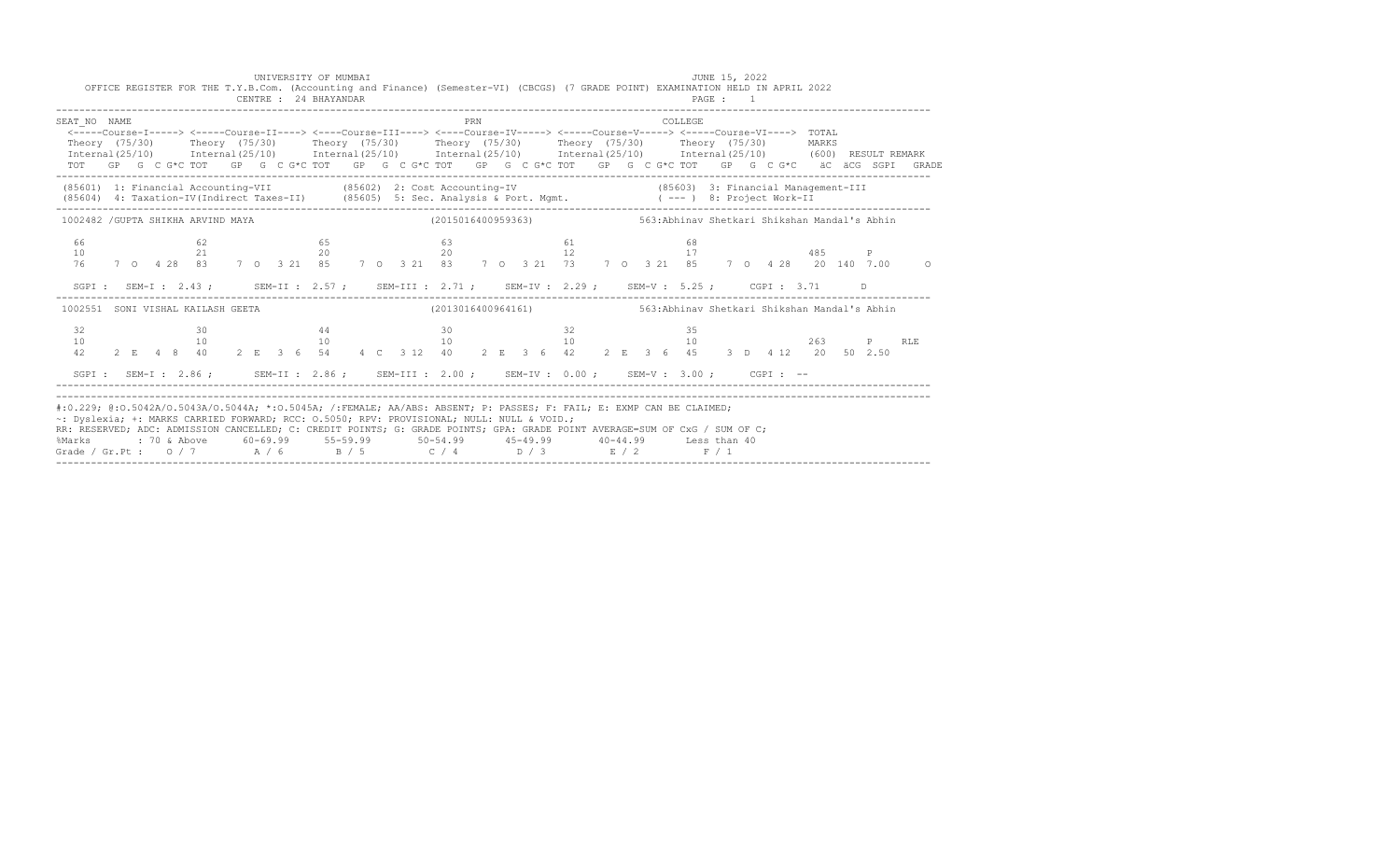UNIVERSITY OF MUMBAI
JUNE 15, 2022

OFFICE REGISTER FOR THE T.Y.B.Com. (Accounting and Finance) (Semester-VI) (CBCGS) (7 GRADE POINT) EXAMINATION HELD IN APRIL 2022

CENTRE : 24 BHAYANDAR

PAGE : 1

```
SEAT_NO  NAME                                                     PRN                                  COLLEGE
 <-----Course-I-----> <-----Course-II----> <----Course-III----> <----Course-IV-----> <-----Course-V-----> <-----Course-VI----> TOTAL
 Theory (75/30)      Theory (75/30)      Theory (75/30)      Theory (75/30)      Theory (75/30)      Theory (75/30)       MARKS
 Internal(25/10)     Internal(25/10)     Internal(25/10)     Internal(25/10)     Internal(25/10)     Internal(25/10)      (600)  RESULT REMARK
 TOT   GP  G  C G*C TOT   GP  G  C G*C TOT   GP  G  C G*C TOT   GP  G  C G*C TOT   GP  G  C G*C TOT   GP  G  C G*C   äC  äCG  SGPI  GRADE

(85601) 1: Financial Accounting-VII          (85602) 2: Cost Accounting-IV                      (85603) 3: Financial Management-III
(85604) 4: Taxation-IV(Indirect Taxes-II)    (85605) 5: Sec. Analysis & Port. Mgmt.             ( --- ) 8: Project Work-II

1002482 /GUPTA SHIKHA ARVIND MAYA                         (2015016400959363)           563:Abhinav Shetkari Shikshan Mandal's Abhin

 66                62                65                63                61                68
 10                21                20                20                12                17                       485      P
 76     7  O  4 28  83    7  O  3 21  85    7  O  3 21  83    7  O  3 21  73    7  O  3 21  85    7  O  4 28   20  140  7.00      O

 SGPI :  SEM-I : 2.43 ;      SEM-II : 2.57 ;     SEM-III : 2.71 ;    SEM-IV : 2.29 ;    SEM-V : 5.25 ;     CGPI : 3.71      D

1002551  SONI VISHAL KAILASH GEETA                        (2013016400964161)           563:Abhinav Shetkari Shikshan Mandal's Abhin

 32                30                44                30                32                35
 10                10                10                10                10                10                       263      P      RLE
 42     2  E  4  8  40    2  E  3  6  54    4  C  3 12  40    2  E  3  6  42    2  E  3  6  45    3  D  4 12   20   50  2.50

 SGPI :  SEM-I : 2.86 ;      SEM-II : 2.86 ;     SEM-III : 2.00 ;    SEM-IV : 0.00 ;    SEM-V : 3.00 ;     CGPI : --
```

#:0.229; @:O.5042A/O.5043A/O.5044A; *:O.5045A; /:FEMALE; AA/ABS: ABSENT; P: PASSES; F: FAIL; E: EXMP CAN BE CLAIMED;
~: Dyslexia; +: MARKS CARRIED FORWARD; RCC: O.5050; RPV: PROVISIONAL; NULL: NULL & VOID.;
RR: RESERVED; ADC: ADMISSION CANCELLED; C: CREDIT POINTS; G: GRADE POINTS; GPA: GRADE POINT AVERAGE=SUM OF CxG / SUM OF C;

| %Marks | : 70 & Above | 60-69.99 | 55-59.99 | 50-54.99 | 45-49.99 | 40-44.99 | Less than 40 |
|---|---|---|---|---|---|---|---|
| Grade / Gr.Pt : | O / 7 | A / 6 | B / 5 | C / 4 | D / 3 | E / 2 | F / 1 |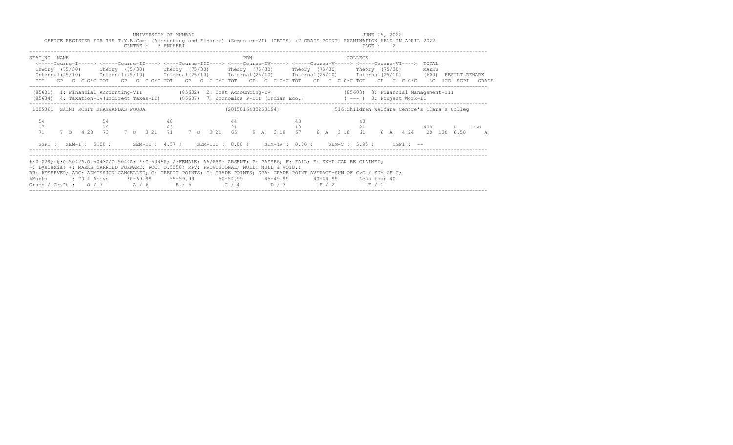UNIVERSITY OF MUMBAI

JUNE 15, 2022

OFFICE REGISTER FOR THE T.Y.B.Com. (Accounting and Finance) (Semester-VI) (CBCGS) (7 GRADE POINT) EXAMINATION HELD IN APRIL 2022

CENTRE : 3 ANDHERI

```
SEAT_NO  NAME                                              PRN                                    COLLEGE
 <-----Course-I-----> <-----Course-II----> <----Course-III----> <----Course-IV-----> <-----Course-V-----> <-----Course-VI---->  TOTAL
 Theory (75/30)      Theory (75/30)      Theory (75/30)      Theory (75/30)      Theory (75/30)      Theory (75/30)       MARKS
 Internal(25/10)     Internal(25/10)     Internal(25/10)     Internal(25/10)     Internal(25/10)     Internal(25/10)      (600)  RESULT REMARK
 TOT   GP  G  C G*C TOT   GP  G  C G*C TOT   GP  G  C G*C TOT   GP  G  C G*C TOT   GP  G  C G*C TOT   GP  G  C G*C   äC  äCG  SGPI   GRADE

 (85601)  1: Financial Accounting-VII           (85602)  2: Cost Accounting-IV                      (85603)  3: Financial Management-III
 (85604)  4: Taxation-IV(Indirect Taxes-II)      (85607)  7: Economics P-III (Indian Eco.)            ( --- )  8: Project Work-II

 1005061  SAINI ROHIT BHAGWANDAS POOJA                    (2015016400250194)              516:Children Welfare Centre's Clara's Colleg

  54                 54                 48                 44                 48                 40
  17                 19                 23                 21                 19                 21                     408      P     RLE
  71    7  O  4 28   73    7  O  3 21   71    7  O  3 21   65    6  A  3 18   67    6  A  3 18   61    6  A  4 24    20  130  6.50     A

  SGPI :  SEM-I : 5.00 ;     SEM-II : 4.57 ;     SEM-III : 0.00 ;     SEM-IV : 0.00 ;     SEM-V : 5.95 ;     CGPI : --
```

#:O.229; @:O.5042A/O.5043A/O.5044A; *:O.5045A; /:FEMALE; AA/ABS: ABSENT; P: PASSES; F: FAIL; E: EXMP CAN BE CLAIMED;
~: Dyslexia; +: MARKS CARRIED FORWARD; RCC: O.5050; RPV: PROVISIONAL; NULL: NULL & VOID.;
RR: RESERVED; ADC: ADMISSION CANCELLED; C: CREDIT POINTS; G: GRADE POINTS; GPA: GRADE POINT AVERAGE=SUM OF CxG / SUM OF C;

| %Marks | : 70 & Above | 60-69.99 | 55-59.99 | 50-54.99 | 45-49.99 | 40-44.99 | Less than 40 |
|---|---|---|---|---|---|---|---|
| Grade / Gr.Pt : | O / 7 | A / 6 | B / 5 | C / 4 | D / 3 | E / 2 | F / 1 |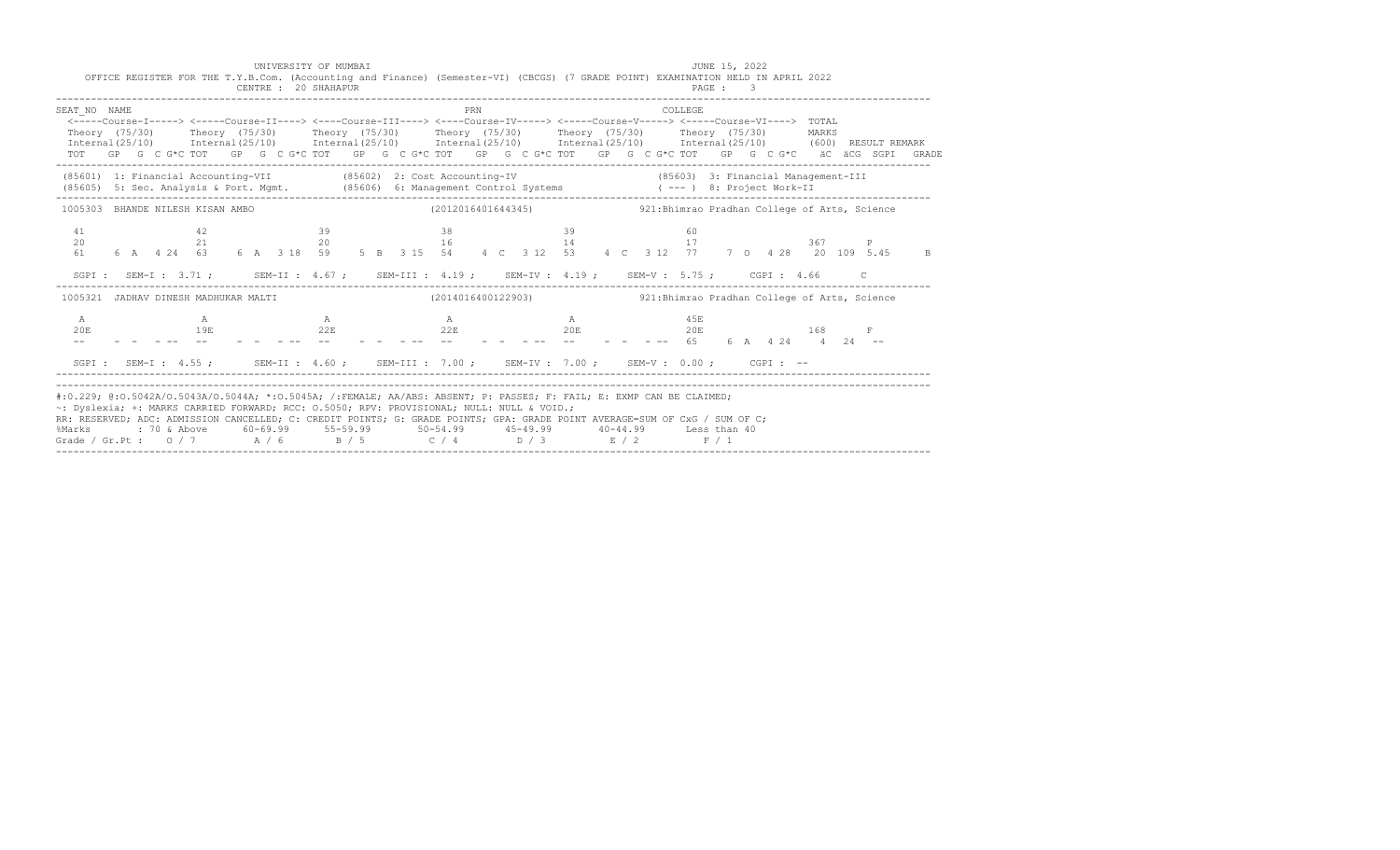UNIVERSITY OF MUMBAI

JUNE 15, 2022

OFFICE REGISTER FOR THE T.Y.B.Com. (Accounting and Finance) (Semester-VI) (CBCGS) (7 GRADE POINT) EXAMINATION HELD IN APRIL 2022

CENTRE : 20 SHAHAPUR

```
SEAT_NO  NAME                                                PRN                                          COLLEGE
 <-----Course-I-----> <-----Course-II----> <----Course-III----> <----Course-IV-----> <-----Course-V-----> <-----Course-VI----> TOTAL
 Theory (75/30)      Theory (75/30)      Theory (75/30)      Theory (75/30)      Theory (75/30)      Theory (75/30)       MARKS
 Internal(25/10)     Internal(25/10)     Internal(25/10)     Internal(25/10)     Internal(25/10)     Internal(25/10)      (600)  RESULT REMARK
 TOT   GP  G  C G*C TOT   GP  G  C G*C TOT   GP  G  C G*C TOT   GP  G  C G*C TOT   GP  G  C G*C TOT   GP  G  C G*C    äC  äCG  SGPI   GRADE
-----------------------------------------------------------------------------------------------------------------------------------------
 (85601) 1: Financial Accounting-VII          (85602) 2: Cost Accounting-IV                  (85603) 3: Financial Management-III
 (85605) 5: Sec. Analysis & Port. Mgmt.       (85606) 6: Management Control Systems          ( --- ) 8: Project Work-II
-----------------------------------------------------------------------------------------------------------------------------------------
 1005303  BHANDE NILESH KISAN AMBO                    (2012016401644345)               921:Bhimrao Pradhan College of Arts, Science

  41                 42                 39                 38                 39                 60
  20                 21                 20                 16                 14                 17                       367      P
  61    6  A  4 24   63    6  A  3 18   59    5  B  3 15   54    4  C  3 12   53    4  C  3 12   77    7  O  4 28   20  109  5.45     B

  SGPI :  SEM-I : 3.71 ;     SEM-II : 4.67 ;    SEM-III : 4.19 ;    SEM-IV : 4.19 ;    SEM-V : 5.75 ;    CGPI : 4.66     C
-----------------------------------------------------------------------------------------------------------------------------------------
 1005321  JADHAV DINESH MADHUKAR MALTI                (2014016400122903)               921:Bhimrao Pradhan College of Arts, Science

  A                  A                  A                  A                  A                  45E
  20E                19E                22E                22E                20E                20E                      168      F
  --    -  -  - --   --    -  -  - --   --    -  -  - --   --    -  -  - --   --    -  -  - --   65    6  A  4 24    4   24   --

  SGPI :  SEM-I : 4.55 ;     SEM-II : 4.60 ;    SEM-III : 7.00 ;    SEM-IV : 7.00 ;    SEM-V : 0.00 ;    CGPI : --
-----------------------------------------------------------------------------------------------------------------------------------------
-----------------------------------------------------------------------------------------------------------------------------------------
#:O.229; @:O.5042A/O.5043A/O.5044A; *:O.5045A; /:FEMALE; AA/ABS: ABSENT; P: PASSES; F: FAIL; E: EXMP CAN BE CLAIMED;
~: Dyslexia; +: MARKS CARRIED FORWARD; RCC: O.5050; RPV: PROVISIONAL; NULL: NULL & VOID.;
RR: RESERVED; ADC: ADMISSION CANCELLED; C: CREDIT POINTS; G: GRADE POINTS; GPA: GRADE POINT AVERAGE=SUM OF CxG / SUM OF C;
%Marks       : 70 & Above     60-69.99     55-59.99      50-54.99      45-49.99      40-44.99      Less than 40
Grade / Gr.Pt :   O / 7         A / 6        B / 5         C / 4         D / 3         E / 2          F / 1
-----------------------------------------------------------------------------------------------------------------------------------------
```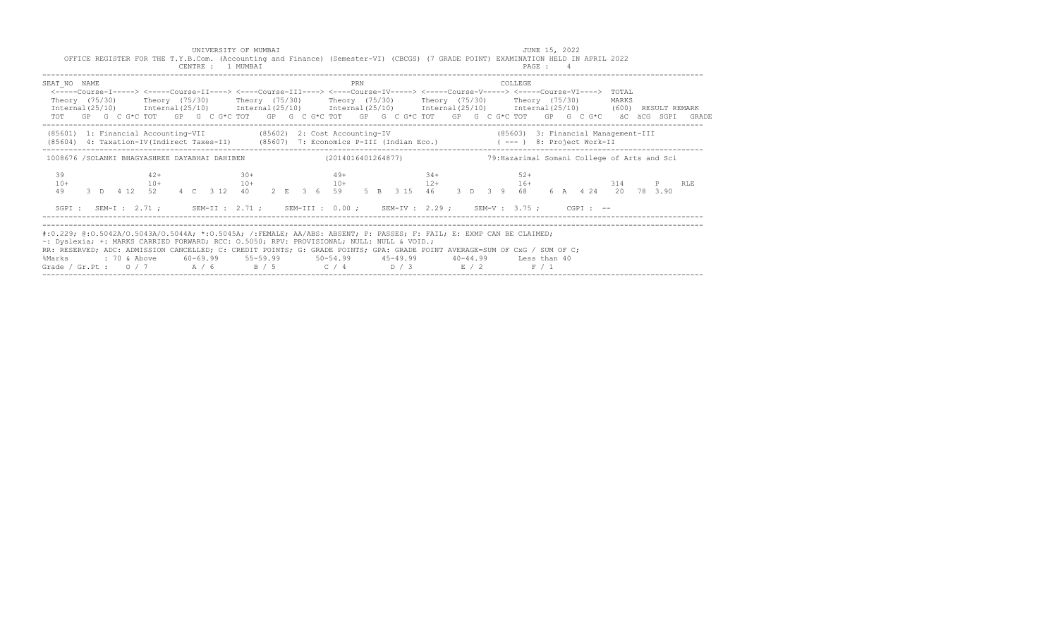UNIVERSITY OF MUMBAI

JUNE 15, 2022

OFFICE REGISTER FOR THE T.Y.B.Com. (Accounting and Finance) (Semester-VI) (CBCGS) (7 GRADE POINT) EXAMINATION HELD IN APRIL 2022

CENTRE : 1 MUMBAI

```
SEAT_NO  NAME                                                   PRN                                   COLLEGE
 <-----Course-I-----> <-----Course-II----> <----Course-III----> <----Course-IV-----> <-----Course-V-----> <-----Course-VI---->  TOTAL
 Theory  (75/30)      Theory  (75/30)      Theory  (75/30)      Theory  (75/30)      Theory  (75/30)      Theory  (75/30)       MARKS
 Internal(25/10)      Internal(25/10)      Internal(25/10)      Internal(25/10)      Internal(25/10)      Internal(25/10)       (600)  RESULT REMARK
 TOT   GP  G  C G*C TOT   GP  G  C G*C TOT   GP  G  C G*C TOT   GP  G  C G*C TOT   GP  G  C G*C TOT   GP  G  C G*C     äC  äCG  SGPI   GRADE

 (85601)  1: Financial Accounting-VII          (85602)  2: Cost Accounting-IV                    (85603)  3: Financial Management-III
 (85604)  4: Taxation-IV(Indirect Taxes-II)    (85607)  7: Economics P-III (Indian Eco.)         ( --- )  8: Project Work-II

 1008676 /SOLANKI BHAGYASHREE DAYABHAI DAHIBEN                (2014016401264877)                79:Hazarimal Somani College of Arts and Sci

   39                 42+                 30+                 49+                 34+                 52+
   10+                10+                 10+                 10+                 12+                 16+                    314      P     RLE
   49    3  D  4 12   52    4  C  3 12   40    2  E  3  6   59    5  B  3 15   46    3  D  3  9   68    6  A  4 24   20   78  3.90

  SGPI :  SEM-I : 2.71 ;     SEM-II : 2.71 ;    SEM-III : 0.00 ;    SEM-IV : 2.29 ;    SEM-V : 3.75 ;     CGPI : --
```

#:O.229; @:O.5042A/O.5043A/O.5044A; *:O.5045A; /:FEMALE; AA/ABS: ABSENT; P: PASSES; F: FAIL; E: EXMP CAN BE CLAIMED;
~: Dyslexia; +: MARKS CARRIED FORWARD; RCC: O.5050; RPV: PROVISIONAL; NULL: NULL & VOID.;
RR: RESERVED; ADC: ADMISSION CANCELLED; C: CREDIT POINTS; G: GRADE POINTS; GPA: GRADE POINT AVERAGE=SUM OF CxG / SUM OF C;

| %Marks | 70 & Above | 60-69.99 | 55-59.99 | 50-54.99 | 45-49.99 | 40-44.99 | Less than 40 |
|---|---|---|---|---|---|---|---|
| Grade / Gr.Pt : | O / 7 | A / 6 | B / 5 | C / 4 | D / 3 | E / 2 | F / 1 |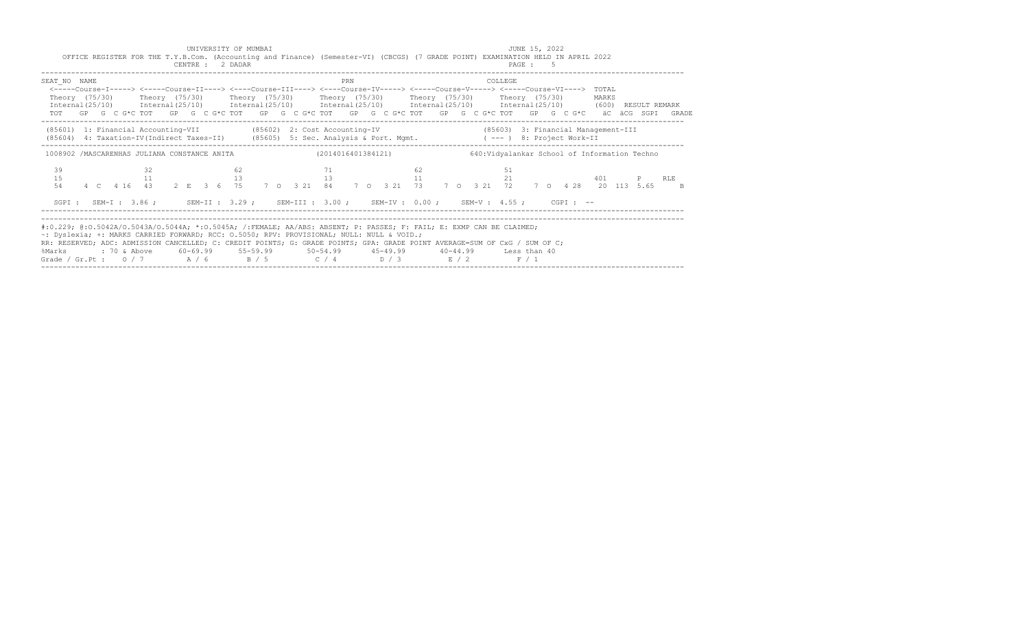UNIVERSITY OF MUMBAI — JUNE 15, 2022

OFFICE REGISTER FOR THE T.Y.B.Com. (Accounting and Finance) (Semester-VI) (CBCGS) (7 GRADE POINT) EXAMINATION HELD IN APRIL 2022

CENTRE : 2 DADAR

SEAT_NO NAME — PRN — COLLEGE

| Course | Theory | Internal | Subcolumns |
|---|---|---|---|
| Course-I | Theory (75/30) | Internal (25/10) | TOT GP G C G*C |
| Course-II | Theory (75/30) | Internal (25/10) | TOT GP G C G*C |
| Course-III | Theory (75/30) | Internal (25/10) | TOT GP G C G*C |
| Course-IV | Theory (75/30) | Internal (25/10) | TOT GP G C G*C |
| Course-V | Theory (75/30) | Internal (25/10) | TOT GP G C G*C |
| Course-VI | Theory (75/30) | Internal (25/10) | TOT GP G C G*C |

TOTAL MARKS (600) RESULT REMARK; äC äCG SGPI GRADE

(85601) 1: Financial Accounting-VII (85602) 2: Cost Accounting-IV (85603) 3: Financial Management-III
(85604) 4: Taxation-IV(Indirect Taxes-II) (85605) 5: Sec. Analysis & Port. Mgmt. ( --- ) 8: Project Work-II

1008902 /MASCARENHAS JULIANA CONSTANCE ANITA (2014016401384121) 640:Vidyalankar School of Information Techno

| | Course-I | Course-II | Course-III | Course-IV | Course-V | Course-VI |
|---|---|---|---|---|---|---|
| Theory | 39 | 32 | 62 | 71 | 62 | 51 |
| Internal | 15 | 11 | 13 | 13 | 11 | 21 |
| TOT | 54 | 43 | 75 | 84 | 73 | 72 |
| GP | 4 | 2 | 7 | 7 | 7 | 7 |
| G | C | E | O | O | O | O |
| C | 4 | 3 | 3 | 3 | 3 | 4 |
| G*C | 16 | 6 | 21 | 21 | 21 | 28 |

| TOTAL MARKS | RESULT | REMARK | äC | äCG | SGPI | GRADE |
|---|---|---|---|---|---|---|
| 401 | P | RLE | 20 | 113 | 5.65 | B |

SGPI : SEM-I : 3.86 ; SEM-II : 3.29 ; SEM-III : 3.00 ; SEM-IV : 0.00 ; SEM-V : 4.55 ; CGPI : --

#:0.229; @:O.5042A/O.5043A/O.5044A; *:O.5045A; /:FEMALE; AA/ABS: ABSENT; P: PASSES; F: FAIL; E: EXMP CAN BE CLAIMED;
~: Dyslexia; +: MARKS CARRIED FORWARD; RCC: O.5050; RPV: PROVISIONAL; NULL: NULL & VOID.;
RR: RESERVED; ADC: ADMISSION CANCELLED; C: CREDIT POINTS; G: GRADE POINTS; GPA: GRADE POINT AVERAGE=SUM OF CxG / SUM OF C;

| %Marks | 70 & Above | 60-69.99 | 55-59.99 | 50-54.99 | 45-49.99 | 40-44.99 | Less than 40 |
|---|---|---|---|---|---|---|---|
| Grade / Gr.Pt : | O / 7 | A / 6 | B / 5 | C / 4 | D / 3 | E / 2 | F / 1 |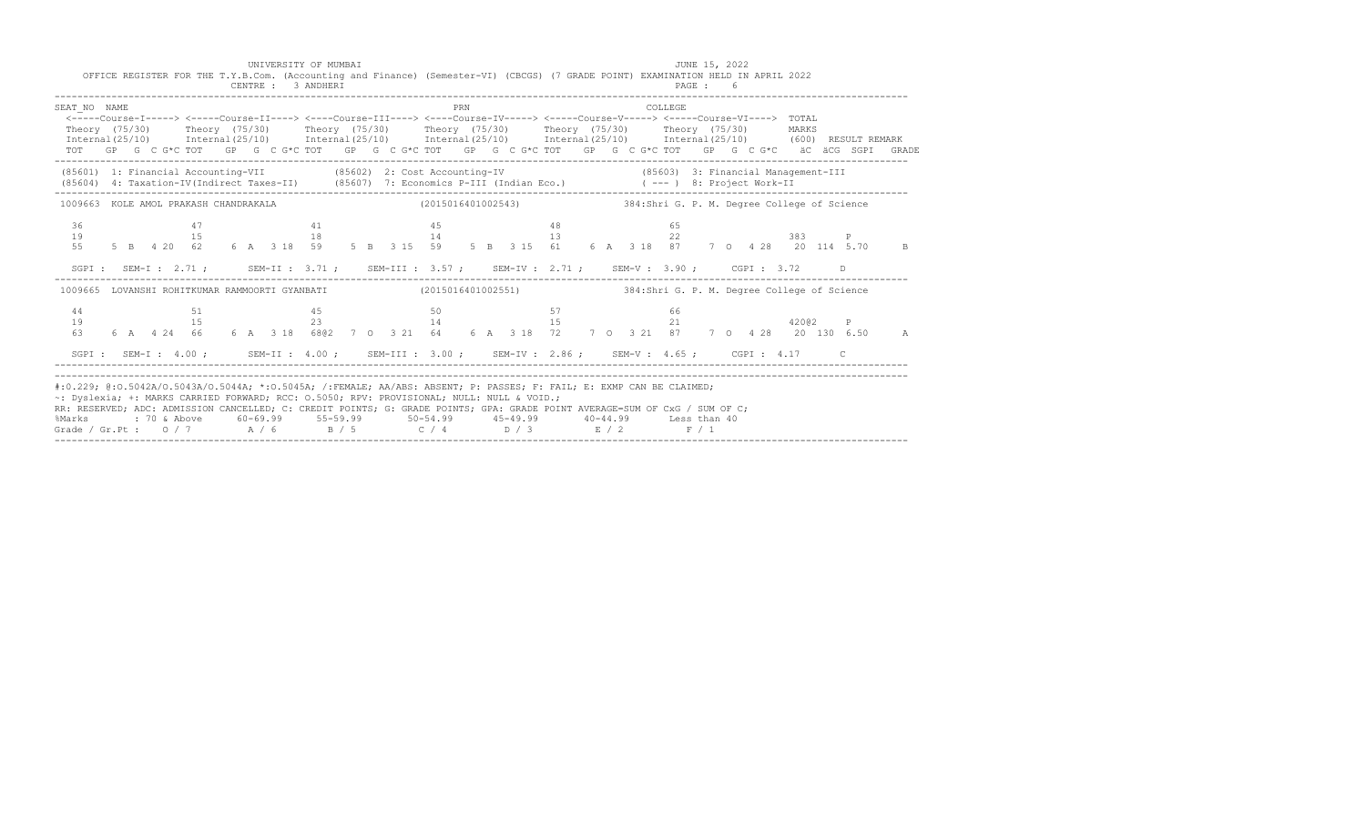UNIVERSITY OF MUMBAI — JUNE 15, 2022

OFFICE REGISTER FOR THE T.Y.B.Com. (Accounting and Finance) (Semester-VI) (CBCGS) (7 GRADE POINT) EXAMINATION HELD IN APRIL 2022

CENTRE : 3 ANDHERI — PAGE : 6

```
SEAT_NO  NAME                                                       PRN                                          COLLEGE
 <-----Course-I-----> <-----Course-II----> <----Course-III----> <----Course-IV-----> <-----Course-V-----> <-----Course-VI----> TOTAL
 Theory (75/30)       Theory (75/30)       Theory (75/30)       Theory (75/30)       Theory (75/30)       Theory (75/30)        MARKS
 Internal(25/10)      Internal(25/10)      Internal(25/10)      Internal(25/10)      Internal(25/10)      Internal(25/10)       (600)  RESULT REMARK
 TOT   GP  G  C G*C TOT   GP  G  C G*C TOT   GP  G  C G*C TOT   GP  G  C G*C TOT   GP  G  C G*C TOT   GP  G  C G*C    äC äCG SGPI  GRADE

 (85601) 1: Financial Accounting-VII           (85602) 2: Cost Accounting-IV                    (85603) 3: Financial Management-III
 (85604) 4: Taxation-IV(Indirect Taxes-II)      (85607) 7: Economics P-III (Indian Eco.)         ( --- ) 8: Project Work-II

 1009663  KOLE AMOL PRAKASH CHANDRAKALA                      (2015016401002543)            384:Shri G. P. M. Degree College of Science

   36                47                 41                 45                 48                 65
   19                15                 18                 14                 13                 22                              383     P
   55   5  B  4 20   62   6  A  3 18   59   5  B  3 15   59   5  B  3 15   61   6  A  3 18   87   7  O  4 28    20 114 5.70     B

   SGPI :  SEM-I : 2.71 ;    SEM-II : 3.71 ;   SEM-III : 3.57 ;   SEM-IV : 2.71 ;   SEM-V : 3.90 ;    CGPI : 3.72      D

 1009665  LOVANSHI ROHITKUMAR RAMMOORTI GYANBATI             (2015016401002551)            384:Shri G. P. M. Degree College of Science

   44                51                 45                 50                 57                 66
   19                15                 23                 14                 15                 21                              420@2   P
   63   6  A  4 24   66   6  A  3 18   68@2 7  O  3 21   64   6  A  3 18   72   7  O  3 21   87   7  O  4 28    20 130 6.50     A

   SGPI :  SEM-I : 4.00 ;    SEM-II : 4.00 ;   SEM-III : 3.00 ;   SEM-IV : 2.86 ;   SEM-V : 4.65 ;    CGPI : 4.17      C
```

#:O.229; @:O.5042A/O.5043A/O.5044A; *:O.5045A; /:FEMALE; AA/ABS: ABSENT; P: PASSES; F: FAIL; E: EXMP CAN BE CLAIMED;
~: Dyslexia; +: MARKS CARRIED FORWARD; RCC: O.5050; RPV: PROVISIONAL; NULL: NULL & VOID.;
RR: RESERVED; ADC: ADMISSION CANCELLED; C: CREDIT POINTS; G: GRADE POINTS; GPA: GRADE POINT AVERAGE=SUM OF CxG / SUM OF C;

| %Marks | 70 & Above | 60-69.99 | 55-59.99 | 50-54.99 | 45-49.99 | 40-44.99 | Less than 40 |
|---|---|---|---|---|---|---|---|
| Grade / Gr.Pt : | O / 7 | A / 6 | B / 5 | C / 4 | D / 3 | E / 2 | F / 1 |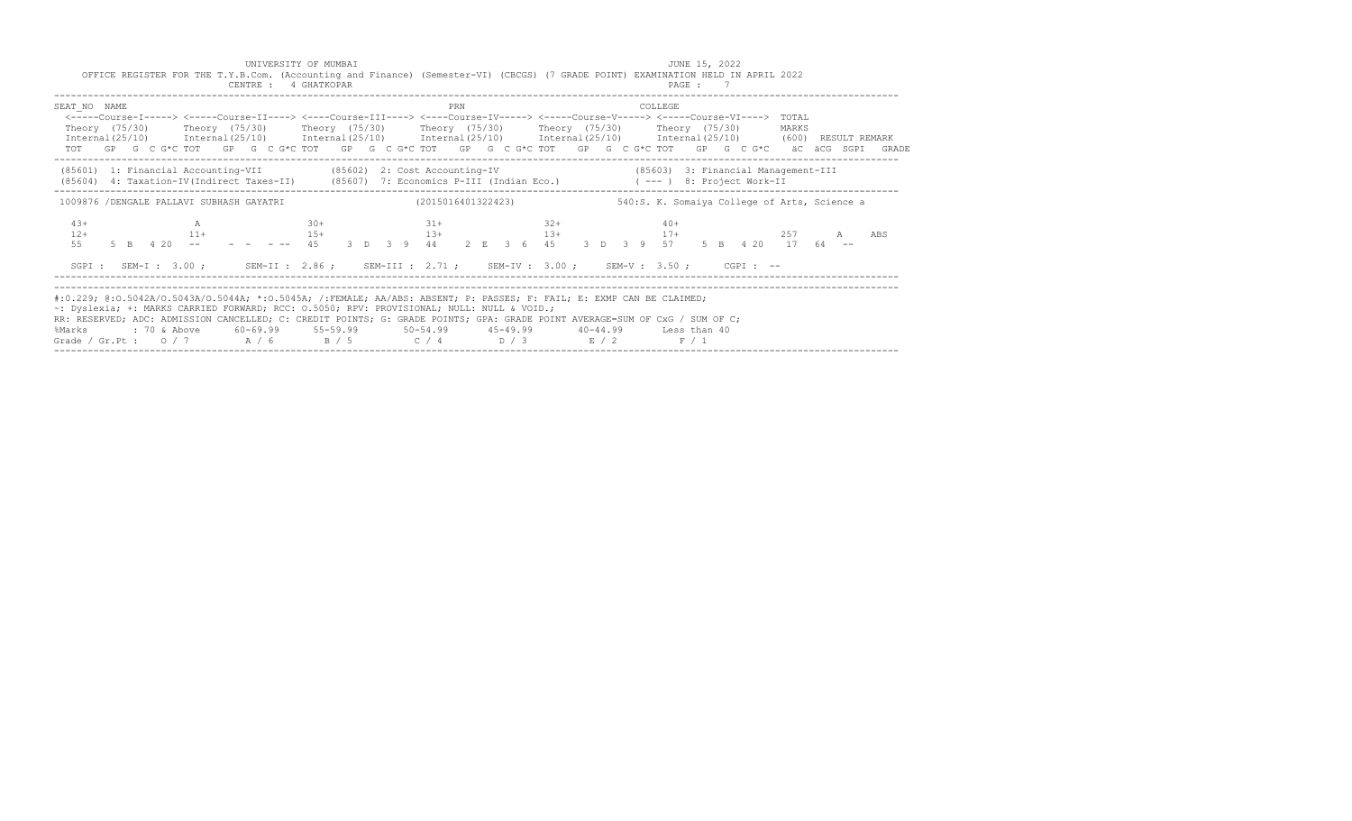UNIVERSITY OF MUMBAI — JUNE 15, 2022

OFFICE REGISTER FOR THE T.Y.B.Com. (Accounting and Finance) (Semester-VI) (CBCGS) (7 GRADE POINT) EXAMINATION HELD IN APRIL 2022

CENTRE : 4 GHATKOPAR

```
SEAT_NO  NAME                                              PRN                                  COLLEGE
 <-----Course-I-----> <-----Course-II----> <----Course-III----> <----Course-IV-----> <-----Course-V-----> <-----Course-VI---->  TOTAL
 Theory  (75/30)      Theory  (75/30)      Theory  (75/30)      Theory  (75/30)      Theory  (75/30)      Theory  (75/30)       MARKS
 Internal(25/10)      Internal(25/10)      Internal(25/10)      Internal(25/10)      Internal(25/10)      Internal(25/10)       (600)  RESULT REMARK
 TOT   GP  G  C G*C TOT   GP  G  C G*C TOT   GP  G  C G*C TOT   GP  G  C G*C TOT   GP  G  C G*C TOT   GP  G  C G*C   äC  äCG  SGPI  GRADE

 (85601)  1: Financial Accounting-VII            (85602)  2: Cost Accounting-IV                    (85603)  3: Financial Management-III
 (85604)  4: Taxation-IV(Indirect Taxes-II)      (85607)  7: Economics P-III (Indian Eco.)         ( --- )  8: Project Work-II

 1009876 /DENGALE PALLAVI SUBHASH GAYATRI                  (2015016401322423)                   540:S. K. Somaiya College of Arts, Science a

  43+                 A                  30+                 31+                 32+                 40+
  12+                 11+                15+                 13+                 13+                 17+                   257       A      ABS
  55    5  B   4 20   --     -  -   - --   45    3  D   3  9   44    2  E   3  6   45    3  D   3  9   57    5  B   4 20   17   64   --

  SGPI :  SEM-I : 3.00 ;     SEM-II : 2.86 ;    SEM-III : 2.71 ;    SEM-IV : 3.00 ;    SEM-V : 3.50 ;     CGPI : --
```

#:O.229; @:O.5042A/O.5043A/O.5044A; *:O.5045A; /:FEMALE; AA/ABS: ABSENT; P: PASSES; F: FAIL; E: EXMP CAN BE CLAIMED;
~: Dyslexia; +: MARKS CARRIED FORWARD; RCC: O.5050; RPV: PROVISIONAL; NULL: NULL & VOID.;
RR: RESERVED; ADC: ADMISSION CANCELLED; C: CREDIT POINTS; G: GRADE POINTS; GPA: GRADE POINT AVERAGE=SUM OF CxG / SUM OF C;

| %Marks | 70 & Above | 60-69.99 | 55-59.99 | 50-54.99 | 45-49.99 | 40-44.99 | Less than 40 |
|---|---|---|---|---|---|---|---|
| Grade / Gr.Pt : | O / 7 | A / 6 | B / 5 | C / 4 | D / 3 | E / 2 | F / 1 |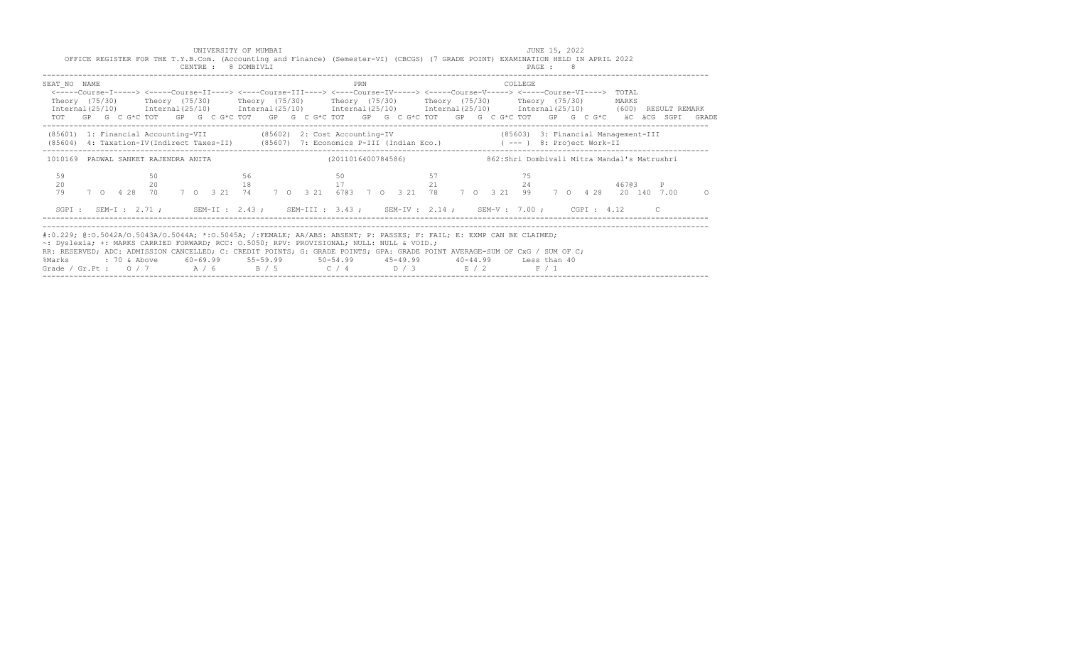UNIVERSITY OF MUMBAI

JUNE 15, 2022

OFFICE REGISTER FOR THE T.Y.B.Com. (Accounting and Finance) (Semester-VI) (CBCGS) (7 GRADE POINT) EXAMINATION HELD IN APRIL 2022

CENTRE : 8 DOMBIVLI

PAGE : 8

| SEAT_NO | NAME | PRN | COLLEGE |
|---|---|---|---|

<-----Course-I-----> <-----Course-II----> <----Course-III----> <----Course-IV-----> <-----Course-V-----> <-----Course-VI----> TOTAL

| Course-I | Course-II | Course-III | Course-IV | Course-V | Course-VI | TOTAL |
|---|---|---|---|---|---|---|
| Theory (75/30) | Theory (75/30) | Theory (75/30) | Theory (75/30) | Theory (75/30) | Theory (75/30) | MARKS |
| Internal(25/10) | Internal(25/10) | Internal(25/10) | Internal(25/10) | Internal(25/10) | Internal(25/10) | (600) RESULT REMARK |
| TOT GP G C G*C | TOT GP G C G*C | TOT GP G C G*C | TOT GP G C G*C | TOT GP G C G*C | TOT GP G C G*C | äC äCG SGPI GRADE |

(85601) 1: Financial Accounting-VII (85602) 2: Cost Accounting-IV (85603) 3: Financial Management-III
(85604) 4: Taxation-IV(Indirect Taxes-II) (85607) 7: Economics P-III (Indian Eco.) ( --- ) 8: Project Work-II

1010169 PADWAL SANKET RAJENDRA ANITA (2011016400784586) 862:Shri Dombivali Mitra Mandal's Matrushri

| | Course-I | Course-II | Course-III | Course-IV | Course-V | Course-VI | TOTAL |
|---|---|---|---|---|---|---|---|
| Theory | 59 | 50 | 56 | 50 | 57 | 75 | |
| Internal | 20 | 20 | 18 | 17 | 21 | 24 | 467@3 P |
| TOT GP G C G*C | 79 7 O 4 28 | 70 7 O 3 21 | 74 7 O 3 21 | 67@3 7 O 3 21 | 78 7 O 3 21 | 99 7 O 4 28 | 20 140 7.00 O |

SGPI : SEM-I : 2.71 ; SEM-II : 2.43 ; SEM-III : 3.43 ; SEM-IV : 2.14 ; SEM-V : 7.00 ; CGPI : 4.12 C

#:0.229; @:O.5042A/O.5043A/O.5044A; *:O.5045A; /:FEMALE; AA/ABS: ABSENT; P: PASSES; F: FAIL; E: EXMP CAN BE CLAIMED;
~: Dyslexia; +: MARKS CARRIED FORWARD; RCC: O.5050; RPV: PROVISIONAL; NULL: NULL & VOID.;
RR: RESERVED; ADC: ADMISSION CANCELLED; C: CREDIT POINTS; G: GRADE POINTS; GPA: GRADE POINT AVERAGE=SUM OF CxG / SUM OF C;

| %Marks | : 70 & Above | 60-69.99 | 55-59.99 | 50-54.99 | 45-49.99 | 40-44.99 | Less than 40 |
|---|---|---|---|---|---|---|---|
| Grade / Gr.Pt : | O / 7 | A / 6 | B / 5 | C / 4 | D / 3 | E / 2 | F / 1 |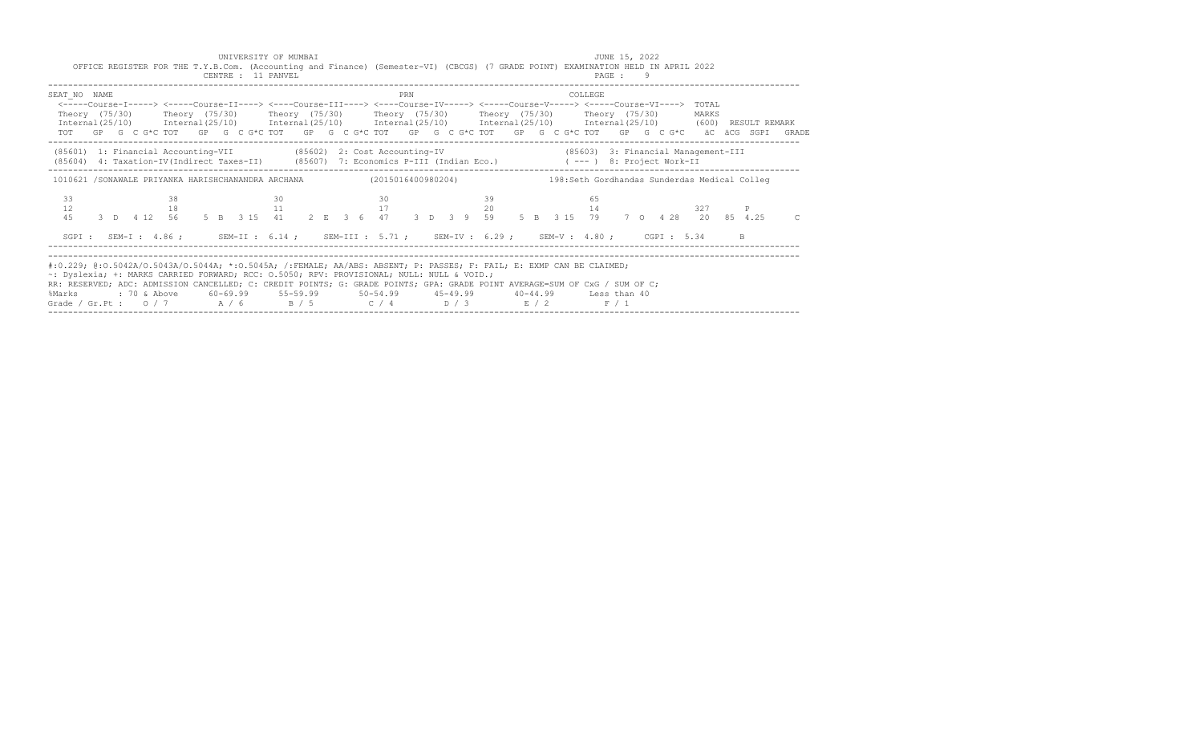UNIVERSITY OF MUMBAI

JUNE 15, 2022

OFFICE REGISTER FOR THE T.Y.B.Com. (Accounting and Finance) (Semester-VI) (CBCGS) (7 GRADE POINT) EXAMINATION HELD IN APRIL 2022

CENTRE : 11 PANVEL

PAGE : 9

```
SEAT_NO  NAME                                                        PRN                                    COLLEGE
 <-----Course-I-----> <-----Course-II----> <-----Course-III----> <----Course-IV-----> <-----Course-V-----> <-----Course-VI---->  TOTAL
 Theory (75/30)      Theory (75/30)      Theory (75/30)      Theory (75/30)      Theory (75/30)      Theory (75/30)       MARKS
 Internal(25/10)     Internal(25/10)     Internal(25/10)     Internal(25/10)     Internal(25/10)     Internal(25/10)      (600)  RESULT REMARK
 TOT   GP  G  C G*C TOT   GP  G  C G*C TOT   GP  G  C G*C TOT   GP  G  C G*C TOT   GP  G  C G*C TOT   GP  G  C G*C    äC  äCG  SGPI   GRADE

 (85601)  1: Financial Accounting-VII            (85602)  2: Cost Accounting-IV                         (85603)  3: Financial Management-III
 (85604)  4: Taxation-IV(Indirect Taxes-II)      (85607)  7: Economics P-III (Indian Eco.)              ( --- )  8: Project Work-II

 1010621 /SONAWALE PRIYANKA HARISHCHANANDRA ARCHANA           (2015016400980204)              198:Seth Gordhandas Sunderdas Medical Colleg

   33               38                30                30                39                65
   12               18                11                17                20                14                          327      P
   45    3  D  4 12  56    5  B  3 15  41    2  E  3  6  47    3  D  3  9  59    5  B  3 15  79    7  O  4 28   20  85  4.25     C

   SGPI :  SEM-I : 4.86 ;     SEM-II : 6.14 ;    SEM-III : 5.71 ;    SEM-IV : 6.29 ;    SEM-V : 4.80 ;     CGPI : 5.34      B
```

#:0.229; @:O.5042A/O.5043A/O.5044A; *:O.5045A; /:FEMALE; AA/ABS: ABSENT; P: PASSES; F: FAIL; E: EXMP CAN BE CLAIMED;
~: Dyslexia; +: MARKS CARRIED FORWARD; RCC: O.5050; RPV: PROVISIONAL; NULL: NULL & VOID.;
RR: RESERVED; ADC: ADMISSION CANCELLED; C: CREDIT POINTS; G: GRADE POINTS; GPA: GRADE POINT AVERAGE=SUM OF CxG / SUM OF C;

| %Marks | : 70 & Above | 60-69.99 | 55-59.99 | 50-54.99 | 45-49.99 | 40-44.99 | Less than 40 |
|---|---|---|---|---|---|---|---|
| Grade / Gr.Pt : | O / 7 | A / 6 | B / 5 | C / 4 | D / 3 | E / 2 | F / 1 |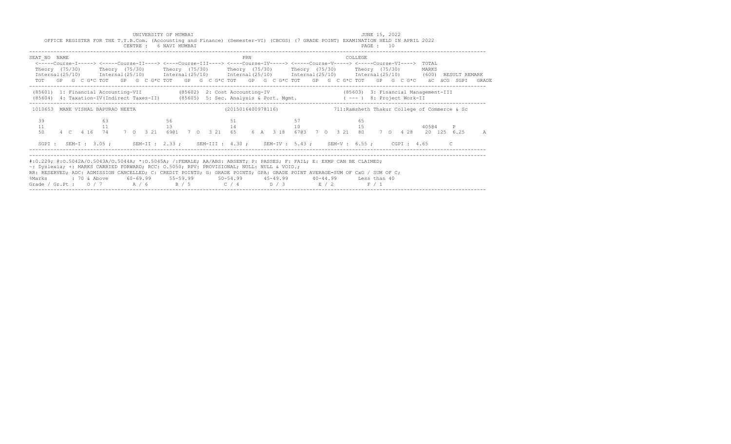UNIVERSITY OF MUMBAI — JUNE 15, 2022

OFFICE REGISTER FOR THE T.Y.B.Com. (Accounting and Finance) (Semester-VI) (CBCGS) (7 GRADE POINT) EXAMINATION HELD IN APRIL 2022

CENTRE : 6 NAVI MUMBAI — PAGE : 10

```
SEAT_NO  NAME                                          PRN                                   COLLEGE
 <-----Course-I-----> <-----Course-II----> <----Course-III----> <----Course-IV-----> <-----Course-V-----> <-----Course-VI---->  TOTAL
 Theory  (75/30)      Theory  (75/30)      Theory  (75/30)      Theory  (75/30)      Theory  (75/30)      Theory  (75/30)       MARKS
 Internal(25/10)      Internal(25/10)      Internal(25/10)      Internal(25/10)      Internal(25/10)      Internal(25/10)       (600)  RESULT REMARK
 TOT   GP  G  C G*C TOT   GP  G  C G*C TOT   GP  G  C G*C TOT   GP  G  C G*C TOT   GP  G  C G*C TOT   GP  G  C G*C    äC  äCG  SGPI   GRADE
```

```
 (85601)  1: Financial Accounting-VII          (85602)  2: Cost Accounting-IV                    (85603)  3: Financial Management-III
 (85604)  4: Taxation-IV(Indirect Taxes-II)    (85605)  5: Sec. Analysis & Port. Mgmt.           ( --- )  8: Project Work-II
```

```
 1010653  MANE VISHAL BAPURAO NEETA                        (2015016400978116)           711:Ramsheth Thakur College of Commerce & Sc

   39                63                56                51                57                65
   11                11                13                14                10                15                405@4    P
   50    4  C   4 16  74    7  O   3 21  69@1  7  O   3 21  65    6  A   3 18  67@3  7  O   3 21  80    7  O   4 28   20  125  6.25    A

   SGPI :  SEM-I : 3.05 ;     SEM-II : 2.33 ;    SEM-III : 4.30 ;    SEM-IV : 5.43 ;    SEM-V : 6.55 ;    CGPI : 4.65      C
```

#:O.229; @:O.5042A/O.5043A/O.5044A; *:O.5045A; /:FEMALE; AA/ABS: ABSENT; P: PASSES; F: FAIL; E: EXMP CAN BE CLAIMED;
~: Dyslexia; +: MARKS CARRIED FORWARD; RCC: O.5050; RPV: PROVISIONAL; NULL: NULL & VOID.;
RR: RESERVED; ADC: ADMISSION CANCELLED; C: CREDIT POINTS; G: GRADE POINTS; GPA: GRADE POINT AVERAGE=SUM OF CxG / SUM OF C;

| %Marks | 70 & Above | 60-69.99 | 55-59.99 | 50-54.99 | 45-49.99 | 40-44.99 | Less than 40 |
|---|---|---|---|---|---|---|---|
| Grade / Gr.Pt : | O / 7 | A / 6 | B / 5 | C / 4 | D / 3 | E / 2 | F / 1 |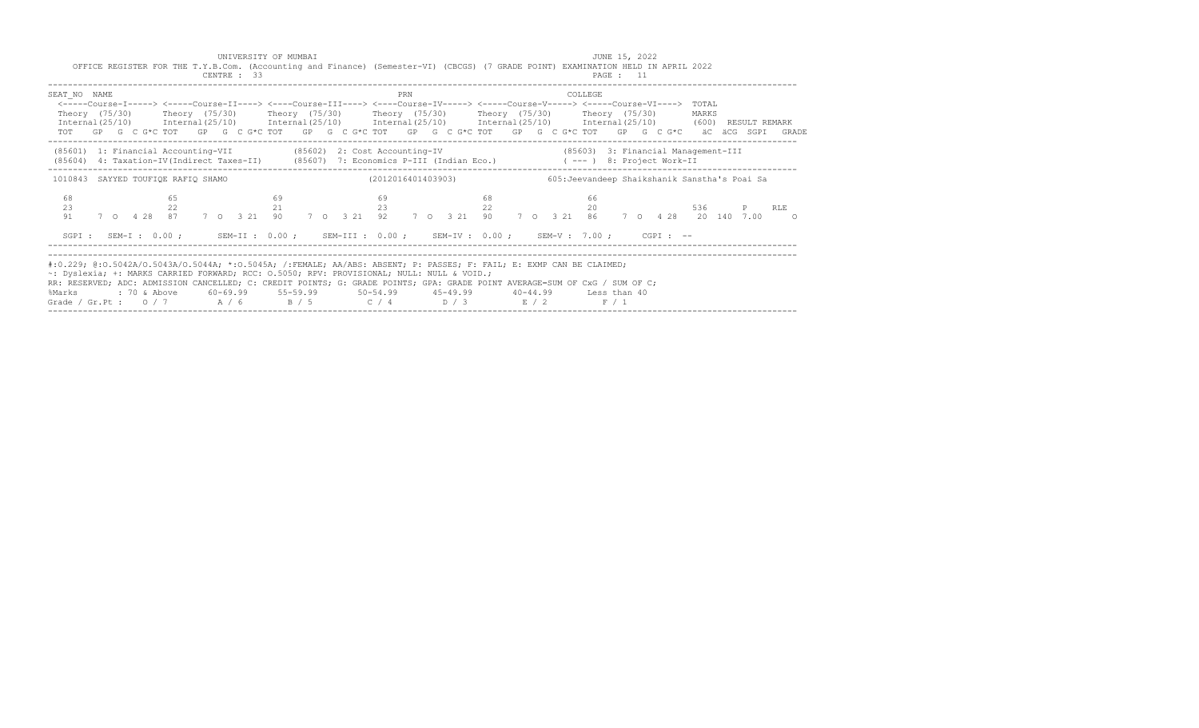UNIVERSITY OF MUMBAI

JUNE 15, 2022

OFFICE REGISTER FOR THE T.Y.B.Com. (Accounting and Finance) (Semester-VI) (CBCGS) (7 GRADE POINT) EXAMINATION HELD IN APRIL 2022

CENTRE : 33

PAGE : 11

```
SEAT_NO  NAME                                              PRN                                   COLLEGE
 <-----Course-I-----> <-----Course-II----> <----Course-III----> <----Course-IV-----> <-----Course-V-----> <-----Course-VI---->  TOTAL
 Theory  (75/30)      Theory  (75/30)      Theory  (75/30)      Theory  (75/30)      Theory  (75/30)      Theory  (75/30)       MARKS
 Internal(25/10)      Internal(25/10)      Internal(25/10)      Internal(25/10)      Internal(25/10)      Internal(25/10)       (600)  RESULT REMARK
 TOT   GP  G  C G*C TOT   GP  G  C G*C TOT   GP  G  C G*C TOT   GP  G  C G*C TOT   GP  G  C G*C TOT   GP  G  C G*C    äC  äCG  SGPI   GRADE

 (85601)  1: Financial Accounting-VII           (85602)  2: Cost Accounting-IV                     (85603)  3: Financial Management-III
 (85604)  4: Taxation-IV(Indirect Taxes-II)     (85607)  7: Economics P-III (Indian Eco.)          ( --- )  8: Project Work-II

 1010843  SAYYED TOUFIQE RAFIQ SHAMO                      (2012016401403903)              605:Jeevandeep Shaikshanik Sanstha's Poai Sa

   68                 65                  69                  69                  68                  66
   23                 22                  21                  23                  22                  20                  536      P     RLE
   91    7  O   4 28  87    7  O   3 21  90    7  O   3 21  92    7  O   3 21  90    7  O   3 21  86    7  O   4 28   20  140  7.00      O

   SGPI :  SEM-I : 0.00 ;      SEM-II : 0.00 ;    SEM-III : 0.00 ;    SEM-IV : 0.00 ;    SEM-V : 7.00 ;     CGPI : --
```

#:0.229; @:O.5042A/O.5043A/O.5044A; *:O.5045A; /:FEMALE; AA/ABS: ABSENT; P: PASSES; F: FAIL; E: EXMP CAN BE CLAIMED;
~: Dyslexia; +: MARKS CARRIED FORWARD; RCC: O.5050; RPV: PROVISIONAL; NULL: NULL & VOID.;
RR: RESERVED; ADC: ADMISSION CANCELLED; C: CREDIT POINTS; G: GRADE POINTS; GPA: GRADE POINT AVERAGE=SUM OF CxG / SUM OF C;

| %Marks | : 70 & Above | 60-69.99 | 55-59.99 | 50-54.99 | 45-49.99 | 40-44.99 | Less than 40 |
|---|---|---|---|---|---|---|---|
| Grade / Gr.Pt : | O / 7 | A / 6 | B / 5 | C / 4 | D / 3 | E / 2 | F / 1 |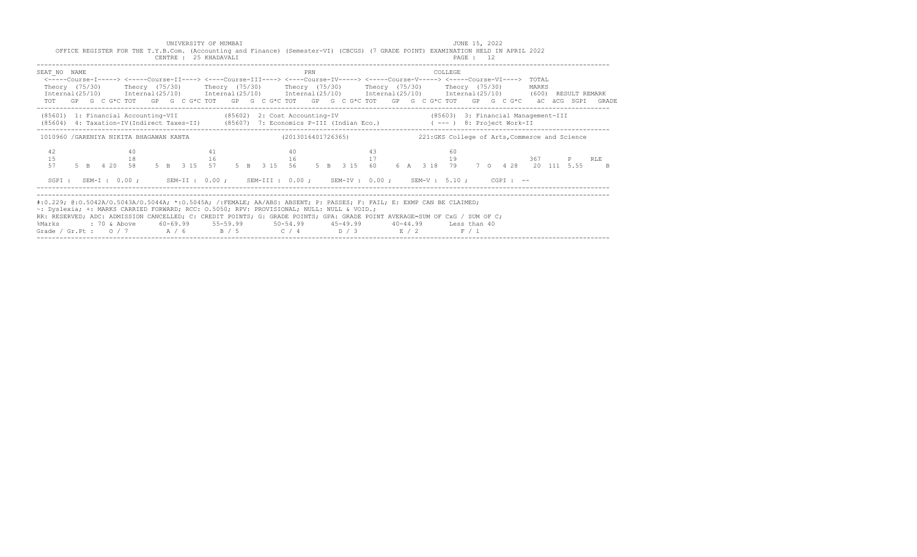UNIVERSITY OF MUMBAI — JUNE 15, 2022

OFFICE REGISTER FOR THE T.Y.B.Com. (Accounting and Finance) (Semester-VI) (CBCGS) (7 GRADE POINT) EXAMINATION HELD IN APRIL 2022

CENTRE : 25 KHADAVALI

```
SEAT_NO  NAME                                               PRN                                  COLLEGE
 <-----Course-I-----> <-----Course-II----> <----Course-III----> <----Course-IV-----> <-----Course-V-----> <-----Course-VI---->  TOTAL
 Theory  (75/30)      Theory  (75/30)      Theory  (75/30)      Theory  (75/30)      Theory  (75/30)      Theory  (75/30)       MARKS
 Internal(25/10)      Internal(25/10)      Internal(25/10)      Internal(25/10)      Internal(25/10)      Internal(25/10)       (600)  RESULT REMARK
 TOT   GP  G  C G*C TOT   GP  G  C G*C TOT   GP  G  C G*C TOT   GP  G  C G*C TOT   GP  G  C G*C TOT   GP  G  C G*C    äC  äCG  SGPI   GRADE
```

(85601) 1: Financial Accounting-VII  (85602) 2: Cost Accounting-IV  (85603) 3: Financial Management-III
(85604) 4: Taxation-IV(Indirect Taxes-II)  (85607) 7: Economics P-III (Indian Eco.)  ( --- ) 8: Project Work-II

```
 1010960 /GARENIYA NIKITA BHAGAWAN KANTA                (2013016401726365)            221:GKS College of Arts,Commerce and Science

  42                 40                  41                  40                  43                  60
  15                 18                  16                  16                  17                  19                  367      P     RLE
  57    5  B   4 20  58    5  B   3 15   57    5  B   3 15   56    5  B   3 15   60    6  A   3 18   79    7  O   4 28   20  111  5.55      B

  SGPI :  SEM-I : 0.00 ;     SEM-II : 0.00 ;    SEM-III : 0.00 ;    SEM-IV : 0.00 ;    SEM-V : 5.10 ;     CGPI : --
```

#:0.229; @:O.5042A/O.5043A/O.5044A; *:O.5045A; /:FEMALE; AA/ABS: ABSENT; P: PASSES; F: FAIL; E: EXMP CAN BE CLAIMED;
~: Dyslexia; +: MARKS CARRIED FORWARD; RCC: O.5050; RPV: PROVISIONAL; NULL: NULL & VOID.;
RR: RESERVED; ADC: ADMISSION CANCELLED; C: CREDIT POINTS; G: GRADE POINTS; GPA: GRADE POINT AVERAGE=SUM OF CxG / SUM OF C;

| %Marks | 70 & Above | 60-69.99 | 55-59.99 | 50-54.99 | 45-49.99 | 40-44.99 | Less than 40 |
|---|---|---|---|---|---|---|---|
| Grade / Gr.Pt : | O / 7 | A / 6 | B / 5 | C / 4 | D / 3 | E / 2 | F / 1 |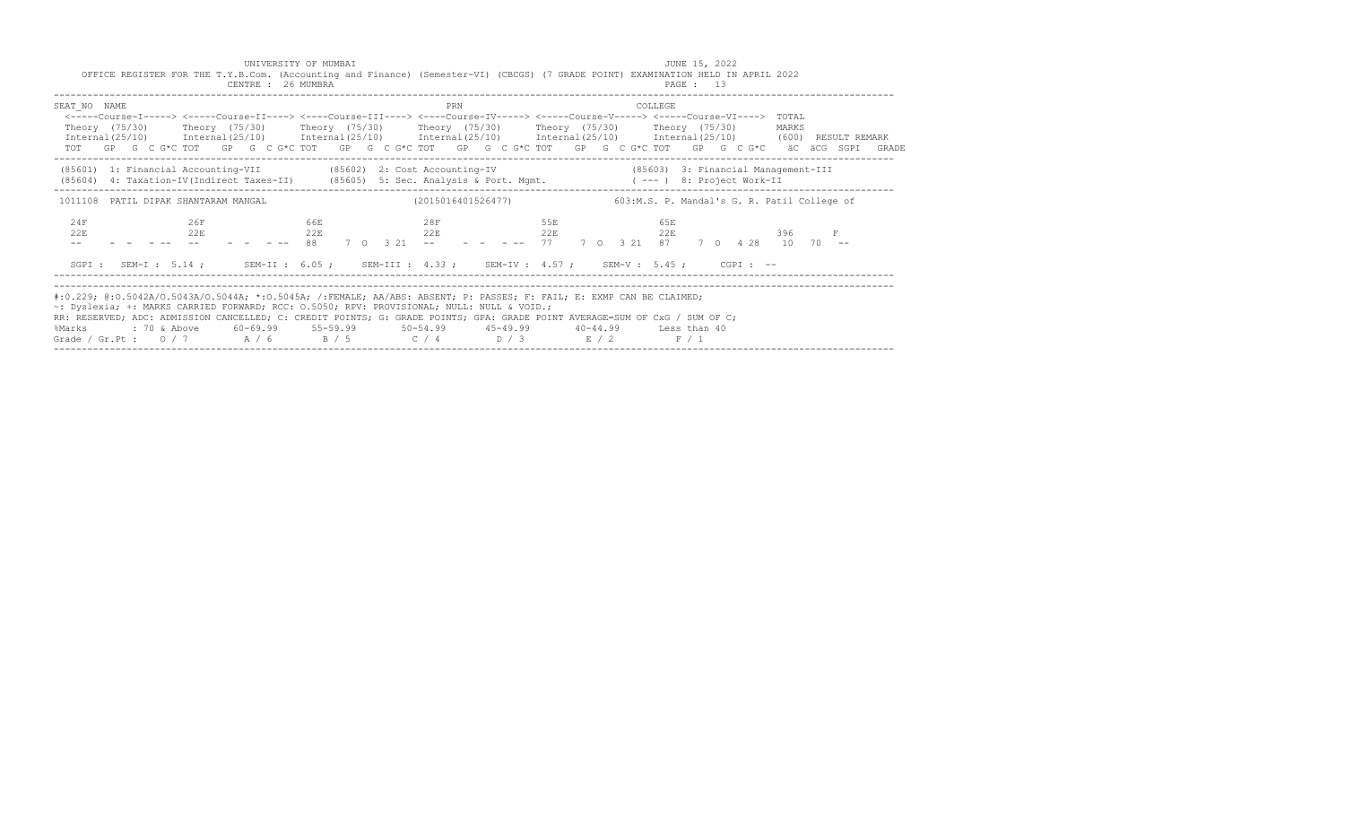UNIVERSITY OF MUMBAI

JUNE 15, 2022

OFFICE REGISTER FOR THE T.Y.B.Com. (Accounting and Finance) (Semester-VI) (CBCGS) (7 GRADE POINT) EXAMINATION HELD IN APRIL 2022

CENTRE : 26 MUMBRA

```
SEAT_NO  NAME                                                   PRN                                  COLLEGE
 <-----Course-I-----> <-----Course-II----> <----Course-III----> <----Course-IV-----> <-----Course-V-----> <-----Course-VI---->  TOTAL
 Theory  (75/30)      Theory  (75/30)      Theory  (75/30)      Theory  (75/30)      Theory  (75/30)      Theory  (75/30)       MARKS
 Internal(25/10)      Internal(25/10)      Internal(25/10)      Internal(25/10)      Internal(25/10)      Internal(25/10)       (600)  RESULT REMARK
 TOT   GP  G  C G*C TOT   GP  G  C G*C TOT   GP  G  C G*C TOT   GP  G  C G*C TOT   GP  G  C G*C TOT   GP  G  C G*C   äC  äCG  SGPI   GRADE

 (85601) 1: Financial Accounting-VII           (85602) 2: Cost Accounting-IV                    (85603) 3: Financial Management-III
 (85604) 4: Taxation-IV(Indirect Taxes-II)     (85605) 5: Sec. Analysis & Port. Mgmt.           ( --- ) 8: Project Work-II

 1011108  PATIL DIPAK SHANTARAM MANGAL                     (2015016401526477)                 603:M.S. P. Mandal's G. R. Patil College of

   24F                 26F                 66E                 28F                 55E                 65E
   22E                 22E                 22E                 22E                 22E                 22E                 396      F
   --    -  -  -  --   --    -  -  -  --   88    7  O  3  21   --    -  -  -  --   77    7  O  3  21   87    7  O  4  28   10   70   --

   SGPI :  SEM-I : 5.14 ;     SEM-II : 6.05 ;    SEM-III : 4.33 ;    SEM-IV : 4.57 ;    SEM-V : 5.45 ;     CGPI : --
```

#:0.229; @:O.5042A/O.5043A/O.5044A; *:O.5045A; /:FEMALE; AA/ABS: ABSENT; P: PASSES; F: FAIL; E: EXMP CAN BE CLAIMED;
~: Dyslexia; +: MARKS CARRIED FORWARD; RCC: O.5050; RPV: PROVISIONAL; NULL: NULL & VOID.;
RR: RESERVED; ADC: ADMISSION CANCELLED; C: CREDIT POINTS; G: GRADE POINTS; GPA: GRADE POINT AVERAGE=SUM OF CxG / SUM OF C;

| %Marks | : 70 & Above | 60-69.99 | 55-59.99 | 50-54.99 | 45-49.99 | 40-44.99 | Less than 40 |
|---|---|---|---|---|---|---|---|
| Grade / Gr.Pt : | O / 7 | A / 6 | B / 5 | C / 4 | D / 3 | E / 2 | F / 1 |